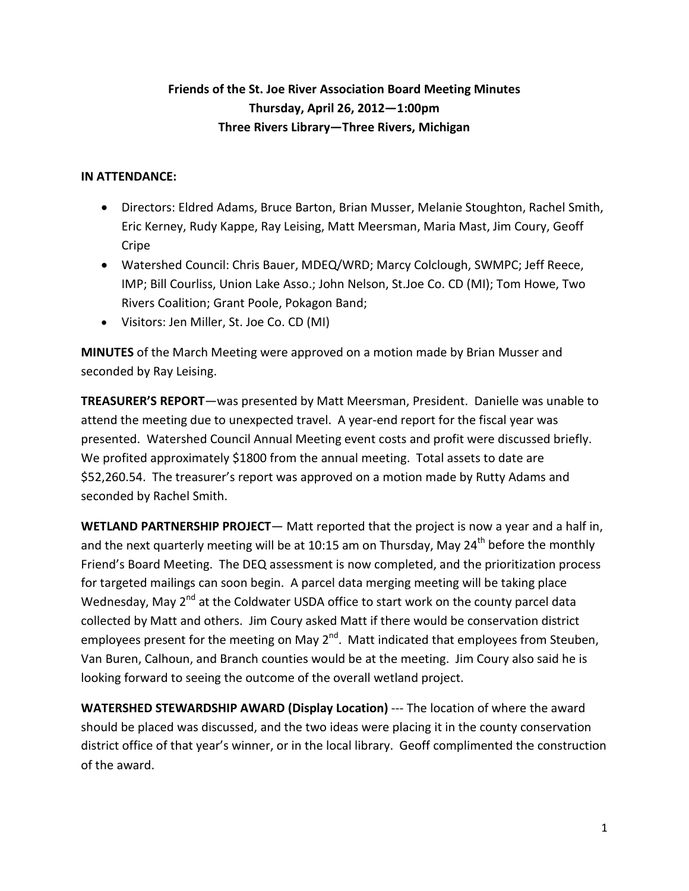# Friends of the St. Joe River Association Board Meeting Minutes

## Thursday, April 26, 2012—1:00pm

## Three Rivers Library—Three Rivers, Michigan

**IN ATTENDANCE:**

- Directors: Eldred Adams, Bruce Barton, Brian Musser, Melanie Stoughton, Rachel Smith, Eric Kerney, Rudy Kappe, Ray Leising, Matt Meersman, Maria Mast, Jim Coury, Geoff Cripe
- Watershed Council: Chris Bauer, MDEQ/WRD; Marcy Colclough, SWMPC; Jeff Reece, IMP; Bill Courliss, Union Lake Asso.; John Nelson, St.Joe Co. CD (MI); Tom Howe, Two Rivers Coalition; Grant Poole, Pokagon Band;
- Visitors: Jen Miller, St. Joe Co. CD (MI)

**MINUTES** of the March Meeting were approved on a motion made by Brian Musser and seconded by Ray Leising.

**TREASURER'S REPORT**—was presented by Matt Meersman, President. Danielle was unable to attend the meeting due to unexpected travel. A year-end report for the fiscal year was presented. Watershed Council Annual Meeting event costs and profit were discussed briefly. We profited approximately $1800 from the annual meeting. Total assets to date are $52,260.54. The treasurer's report was approved on a motion made by Rutty Adams and seconded by Rachel Smith.

**WETLAND PARTNERSHIP PROJECT**— Matt reported that the project is now a year and a half in, and the next quarterly meeting will be at 10:15 am on Thursday, May 24th before the monthly Friend's Board Meeting. The DEQ assessment is now completed, and the prioritization process for targeted mailings can soon begin. A parcel data merging meeting will be taking place Wednesday, May 2nd at the Coldwater USDA office to start work on the county parcel data collected by Matt and others. Jim Coury asked Matt if there would be conservation district employees present for the meeting on May 2nd. Matt indicated that employees from Steuben, Van Buren, Calhoun, and Branch counties would be at the meeting. Jim Coury also said he is looking forward to seeing the outcome of the overall wetland project.

**WATERSHED STEWARDSHIP AWARD (Display Location)** --- The location of where the award should be placed was discussed, and the two ideas were placing it in the county conservation district office of that year's winner, or in the local library. Geoff complimented the construction of the award.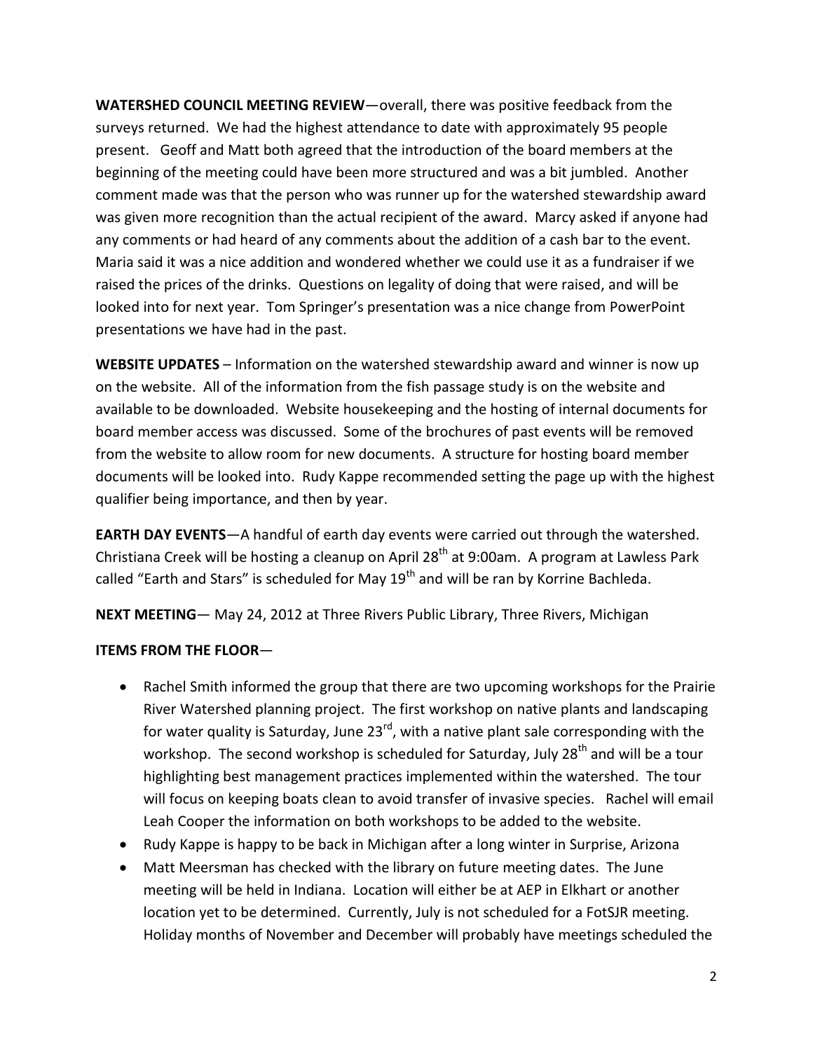**WATERSHED COUNCIL MEETING REVIEW**—overall, there was positive feedback from the surveys returned. We had the highest attendance to date with approximately 95 people present. Geoff and Matt both agreed that the introduction of the board members at the beginning of the meeting could have been more structured and was a bit jumbled. Another comment made was that the person who was runner up for the watershed stewardship award was given more recognition than the actual recipient of the award. Marcy asked if anyone had any comments or had heard of any comments about the addition of a cash bar to the event. Maria said it was a nice addition and wondered whether we could use it as a fundraiser if we raised the prices of the drinks. Questions on legality of doing that were raised, and will be looked into for next year. Tom Springer's presentation was a nice change from PowerPoint presentations we have had in the past.

**WEBSITE UPDATES** – Information on the watershed stewardship award and winner is now up on the website. All of the information from the fish passage study is on the website and available to be downloaded. Website housekeeping and the hosting of internal documents for board member access was discussed. Some of the brochures of past events will be removed from the website to allow room for new documents. A structure for hosting board member documents will be looked into. Rudy Kappe recommended setting the page up with the highest qualifier being importance, and then by year.

**EARTH DAY EVENTS**—A handful of earth day events were carried out through the watershed. Christiana Creek will be hosting a cleanup on April 28th at 9:00am. A program at Lawless Park called "Earth and Stars" is scheduled for May 19th and will be ran by Korrine Bachleda.

**NEXT MEETING**— May 24, 2012 at Three Rivers Public Library, Three Rivers, Michigan

**ITEMS FROM THE FLOOR**—

- Rachel Smith informed the group that there are two upcoming workshops for the Prairie River Watershed planning project. The first workshop on native plants and landscaping for water quality is Saturday, June 23rd, with a native plant sale corresponding with the workshop. The second workshop is scheduled for Saturday, July 28th and will be a tour highlighting best management practices implemented within the watershed. The tour will focus on keeping boats clean to avoid transfer of invasive species. Rachel will email Leah Cooper the information on both workshops to be added to the website.
- Rudy Kappe is happy to be back in Michigan after a long winter in Surprise, Arizona
- Matt Meersman has checked with the library on future meeting dates. The June meeting will be held in Indiana. Location will either be at AEP in Elkhart or another location yet to be determined. Currently, July is not scheduled for a FotSJR meeting. Holiday months of November and December will probably have meetings scheduled the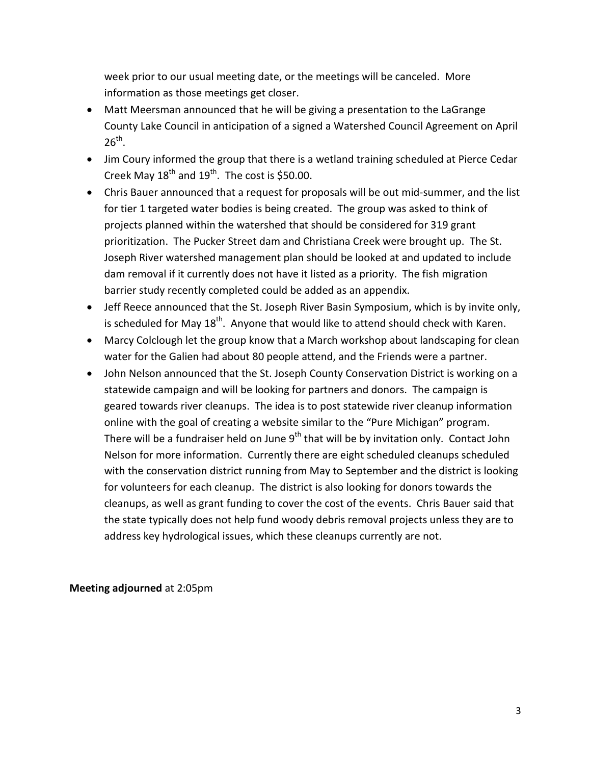week prior to our usual meeting date, or the meetings will be canceled. More information as those meetings get closer.

- Matt Meersman announced that he will be giving a presentation to the LaGrange County Lake Council in anticipation of a signed a Watershed Council Agreement on April 26th.
- Jim Coury informed the group that there is a wetland training scheduled at Pierce Cedar Creek May 18th and 19th. The cost is $50.00.
- Chris Bauer announced that a request for proposals will be out mid-summer, and the list for tier 1 targeted water bodies is being created. The group was asked to think of projects planned within the watershed that should be considered for 319 grant prioritization. The Pucker Street dam and Christiana Creek were brought up. The St. Joseph River watershed management plan should be looked at and updated to include dam removal if it currently does not have it listed as a priority. The fish migration barrier study recently completed could be added as an appendix.
- Jeff Reece announced that the St. Joseph River Basin Symposium, which is by invite only, is scheduled for May 18th. Anyone that would like to attend should check with Karen.
- Marcy Colclough let the group know that a March workshop about landscaping for clean water for the Galien had about 80 people attend, and the Friends were a partner.
- John Nelson announced that the St. Joseph County Conservation District is working on a statewide campaign and will be looking for partners and donors. The campaign is geared towards river cleanups. The idea is to post statewide river cleanup information online with the goal of creating a website similar to the "Pure Michigan" program. There will be a fundraiser held on June 9th that will be by invitation only. Contact John Nelson for more information. Currently there are eight scheduled cleanups scheduled with the conservation district running from May to September and the district is looking for volunteers for each cleanup. The district is also looking for donors towards the cleanups, as well as grant funding to cover the cost of the events. Chris Bauer said that the state typically does not help fund woody debris removal projects unless they are to address key hydrological issues, which these cleanups currently are not.

**Meeting adjourned** at 2:05pm